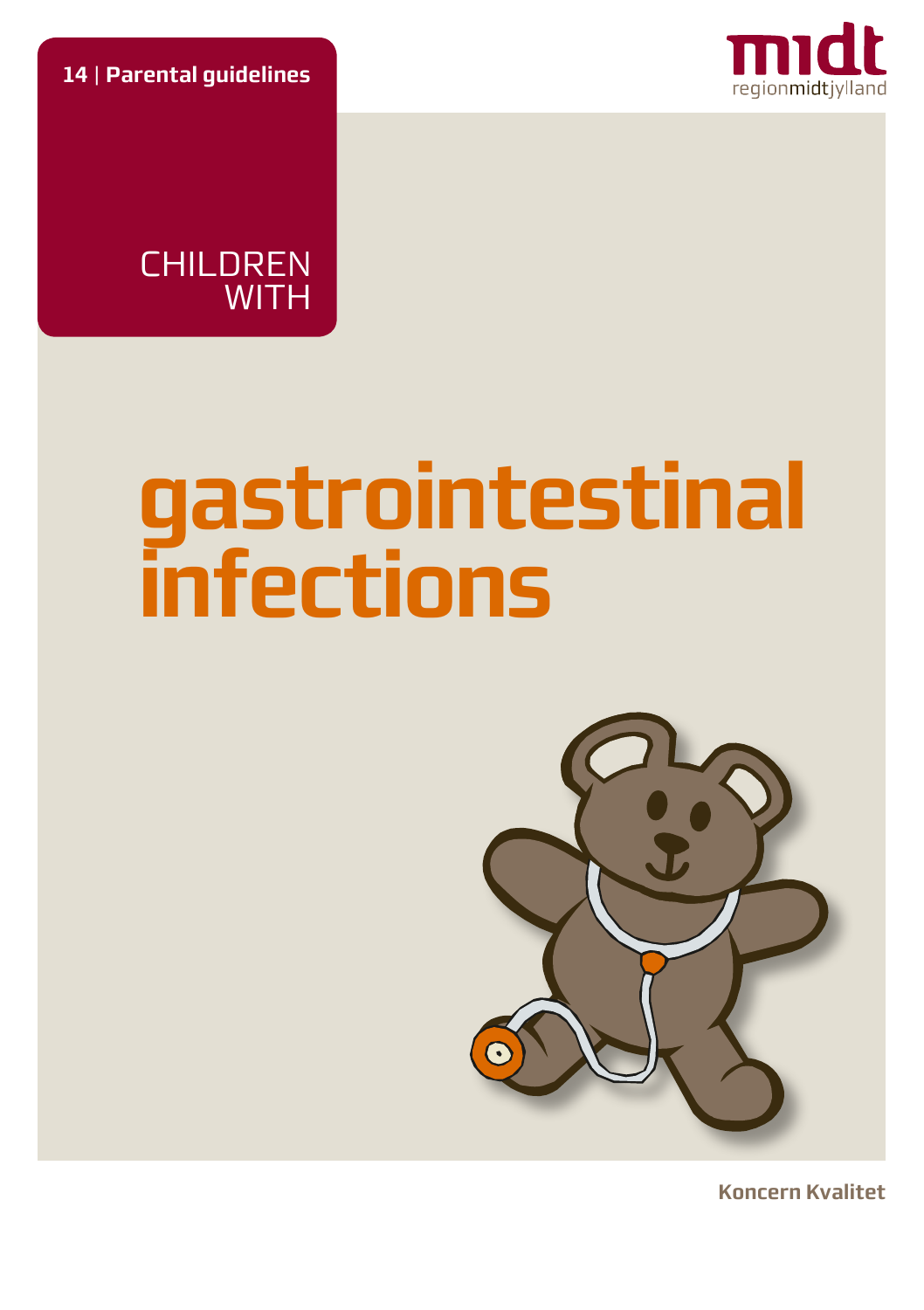**14 | Parental guidelines**

midt
regionmidtjylland

CHILDREN WITH

# gastrointestinal infections

**Koncern Kvalitet**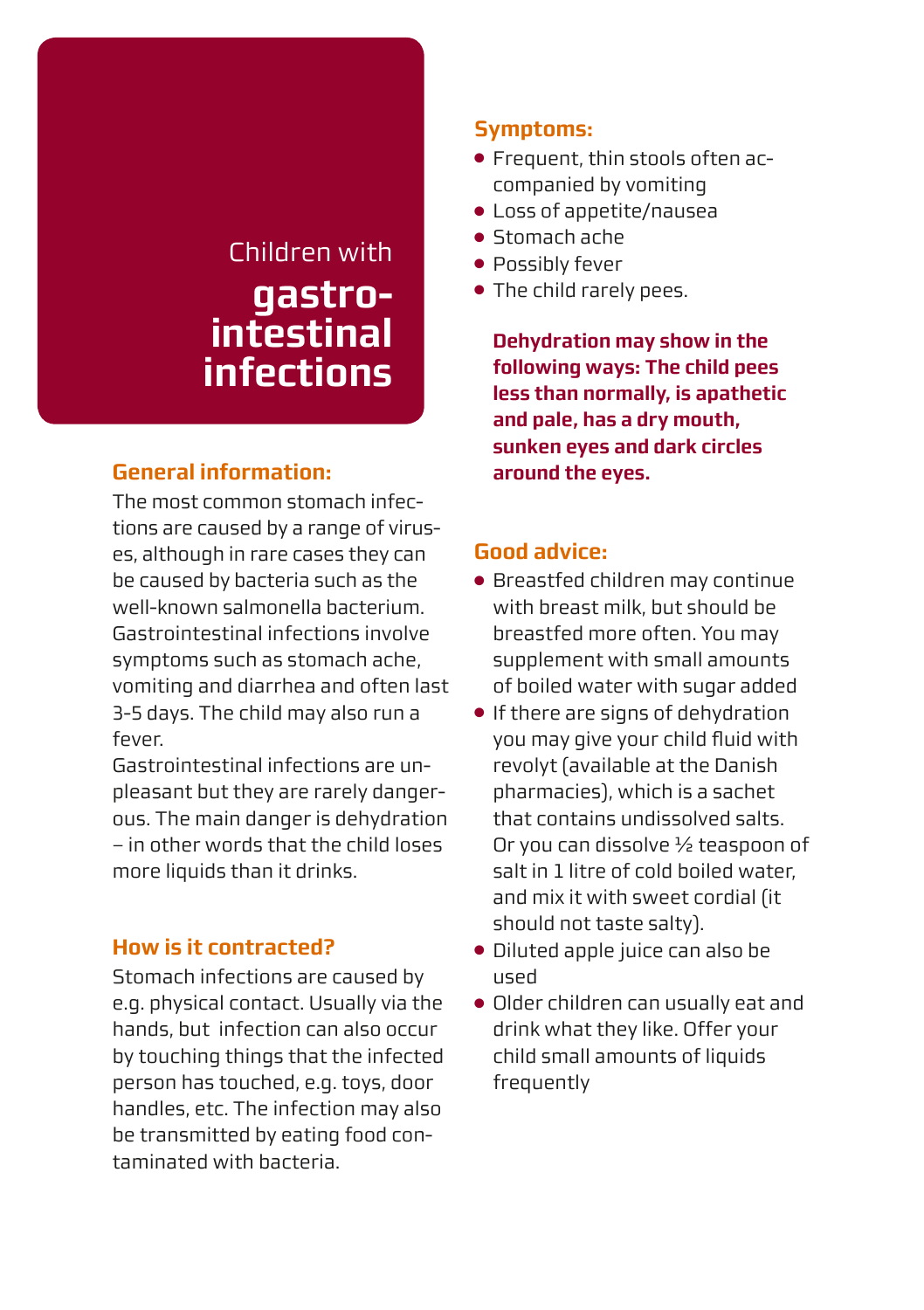# Children with **gastro-intestinal infections**

## General information:

The most common stomach infections are caused by a range of viruses, although in rare cases they can be caused by bacteria such as the well-known salmonella bacterium. Gastrointestinal infections involve symptoms such as stomach ache, vomiting and diarrhea and often last 3-5 days. The child may also run a fever.

Gastrointestinal infections are unpleasant but they are rarely dangerous. The main danger is dehydration – in other words that the child loses more liquids than it drinks.

## How is it contracted?

Stomach infections are caused by e.g. physical contact. Usually via the hands, but infection can also occur by touching things that the infected person has touched, e.g. toys, door handles, etc. The infection may also be transmitted by eating food contaminated with bacteria.

## Symptoms:

- Frequent, thin stools often accompanied by vomiting
- Loss of appetite/nausea
- Stomach ache
- Possibly fever
- The child rarely pees.

**Dehydration may show in the following ways: The child pees less than normally, is apathetic and pale, has a dry mouth, sunken eyes and dark circles around the eyes.**

## Good advice:

- Breastfed children may continue with breast milk, but should be breastfed more often. You may supplement with small amounts of boiled water with sugar added
- If there are signs of dehydration you may give your child fluid with revolyt (available at the Danish pharmacies), which is a sachet that contains undissolved salts. Or you can dissolve ½ teaspoon of salt in 1 litre of cold boiled water, and mix it with sweet cordial (it should not taste salty).
- Diluted apple juice can also be used
- Older children can usually eat and drink what they like. Offer your child small amounts of liquids frequently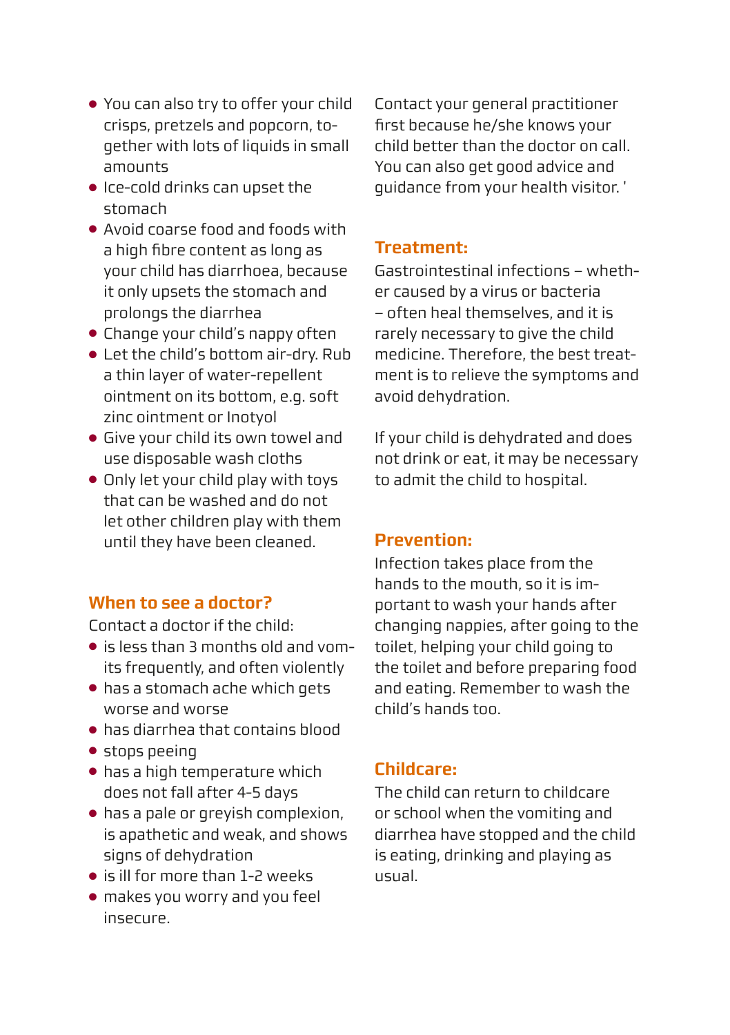- You can also try to offer your child crisps, pretzels and popcorn, together with lots of liquids in small amounts
- Ice-cold drinks can upset the stomach
- Avoid coarse food and foods with a high fibre content as long as your child has diarrhoea, because it only upsets the stomach and prolongs the diarrhea
- Change your child's nappy often
- Let the child's bottom air-dry. Rub a thin layer of water-repellent ointment on its bottom, e.g. soft zinc ointment or Inotyol
- Give your child its own towel and use disposable wash cloths
- Only let your child play with toys that can be washed and do not let other children play with them until they have been cleaned.

## When to see a doctor?

Contact a doctor if the child:

- is less than 3 months old and vomits frequently, and often violently
- has a stomach ache which gets worse and worse
- has diarrhea that contains blood
- stops peeing
- has a high temperature which does not fall after 4-5 days
- has a pale or greyish complexion, is apathetic and weak, and shows signs of dehydration
- is ill for more than 1-2 weeks
- makes you worry and you feel insecure.

Contact your general practitioner first because he/she knows your child better than the doctor on call. You can also get good advice and guidance from your health visitor. '

## Treatment:

Gastrointestinal infections – whether caused by a virus or bacteria – often heal themselves, and it is rarely necessary to give the child medicine. Therefore, the best treatment is to relieve the symptoms and avoid dehydration.

If your child is dehydrated and does not drink or eat, it may be necessary to admit the child to hospital.

## Prevention:

Infection takes place from the hands to the mouth, so it is important to wash your hands after changing nappies, after going to the toilet, helping your child going to the toilet and before preparing food and eating. Remember to wash the child's hands too.

## Childcare:

The child can return to childcare or school when the vomiting and diarrhea have stopped and the child is eating, drinking and playing as usual.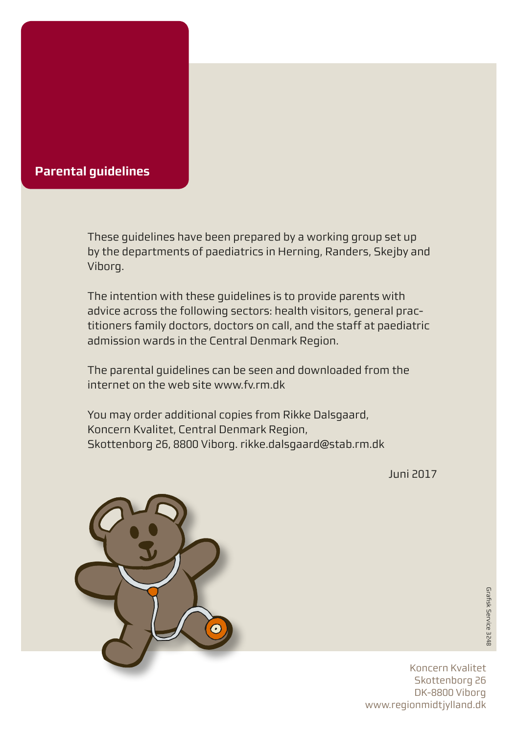## Parental guidelines

These guidelines have been prepared by a working group set up by the departments of paediatrics in Herning, Randers, Skejby and Viborg.

The intention with these guidelines is to provide parents with advice across the following sectors: health visitors, general practitioners family doctors, doctors on call, and the staff at paediatric admission wards in the Central Denmark Region.

The parental guidelines can be seen and downloaded from the internet on the web site www.fv.rm.dk

You may order additional copies from Rikke Dalsgaard,
Koncern Kvalitet, Central Denmark Region,
Skottenborg 26, 8800 Viborg. rikke.dalsgaard@stab.rm.dk

Juni 2017

Grafisk Service 3248

Koncern Kvalitet
Skottenborg 26
DK-8800 Viborg
www.regionmidtjylland.dk